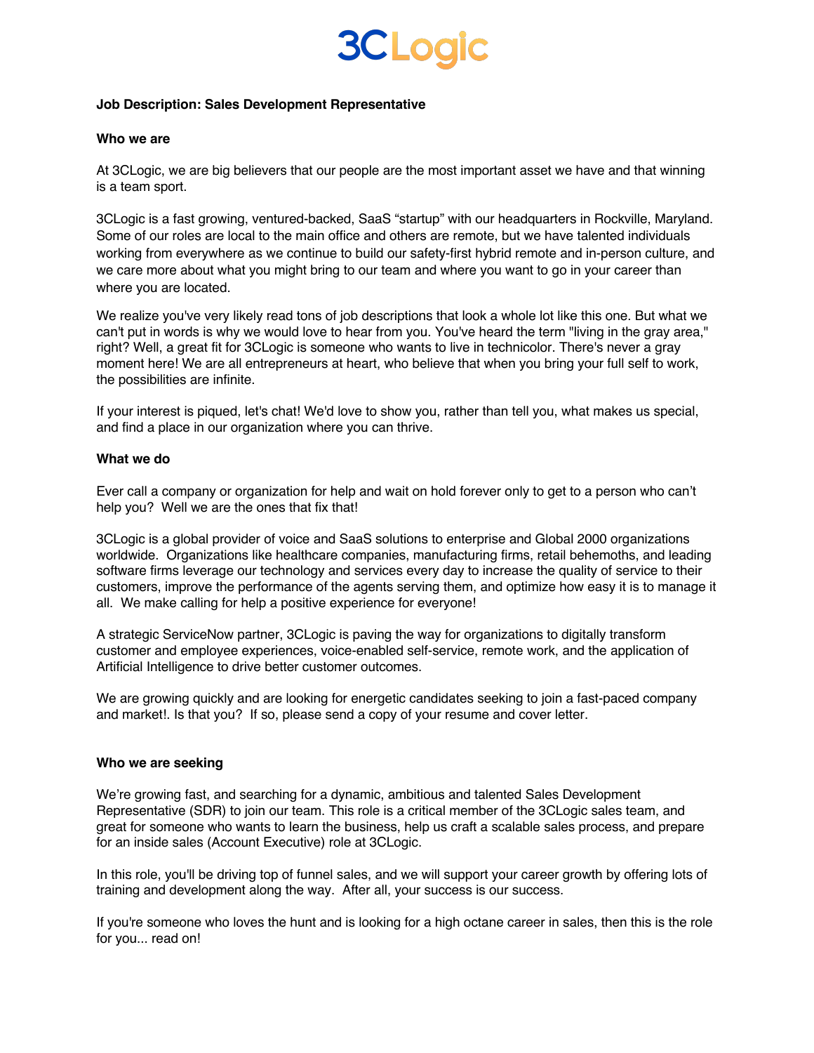# 3CLogic

**Job Description: Sales Development Representative**

**Who we are**

At 3CLogic, we are big believers that our people are the most important asset we have and that winning is a team sport.

3CLogic is a fast growing, ventured-backed, SaaS “startup” with our headquarters in Rockville, Maryland. Some of our roles are local to the main office and others are remote, but we have talented individuals working from everywhere as we continue to build our safety-first hybrid remote and in-person culture, and we care more about what you might bring to our team and where you want to go in your career than where you are located.

We realize you've very likely read tons of job descriptions that look a whole lot like this one. But what we can't put in words is why we would love to hear from you. You've heard the term "living in the gray area," right? Well, a great fit for 3CLogic is someone who wants to live in technicolor. There's never a gray moment here! We are all entrepreneurs at heart, who believe that when you bring your full self to work, the possibilities are infinite.

If your interest is piqued, let's chat! We'd love to show you, rather than tell you, what makes us special, and find a place in our organization where you can thrive.

**What we do**

Ever call a company or organization for help and wait on hold forever only to get to a person who can’t help you? Well we are the ones that fix that!

3CLogic is a global provider of voice and SaaS solutions to enterprise and Global 2000 organizations worldwide. Organizations like healthcare companies, manufacturing firms, retail behemoths, and leading software firms leverage our technology and services every day to increase the quality of service to their customers, improve the performance of the agents serving them, and optimize how easy it is to manage it all. We make calling for help a positive experience for everyone!

A strategic ServiceNow partner, 3CLogic is paving the way for organizations to digitally transform customer and employee experiences, voice-enabled self-service, remote work, and the application of Artificial Intelligence to drive better customer outcomes.

We are growing quickly and are looking for energetic candidates seeking to join a fast-paced company and market!. Is that you? If so, please send a copy of your resume and cover letter.

**Who we are seeking**

We’re growing fast, and searching for a dynamic, ambitious and talented Sales Development Representative (SDR) to join our team. This role is a critical member of the 3CLogic sales team, and great for someone who wants to learn the business, help us craft a scalable sales process, and prepare for an inside sales (Account Executive) role at 3CLogic.

In this role, you'll be driving top of funnel sales, and we will support your career growth by offering lots of training and development along the way. After all, your success is our success.

If you're someone who loves the hunt and is looking for a high octane career in sales, then this is the role for you... read on!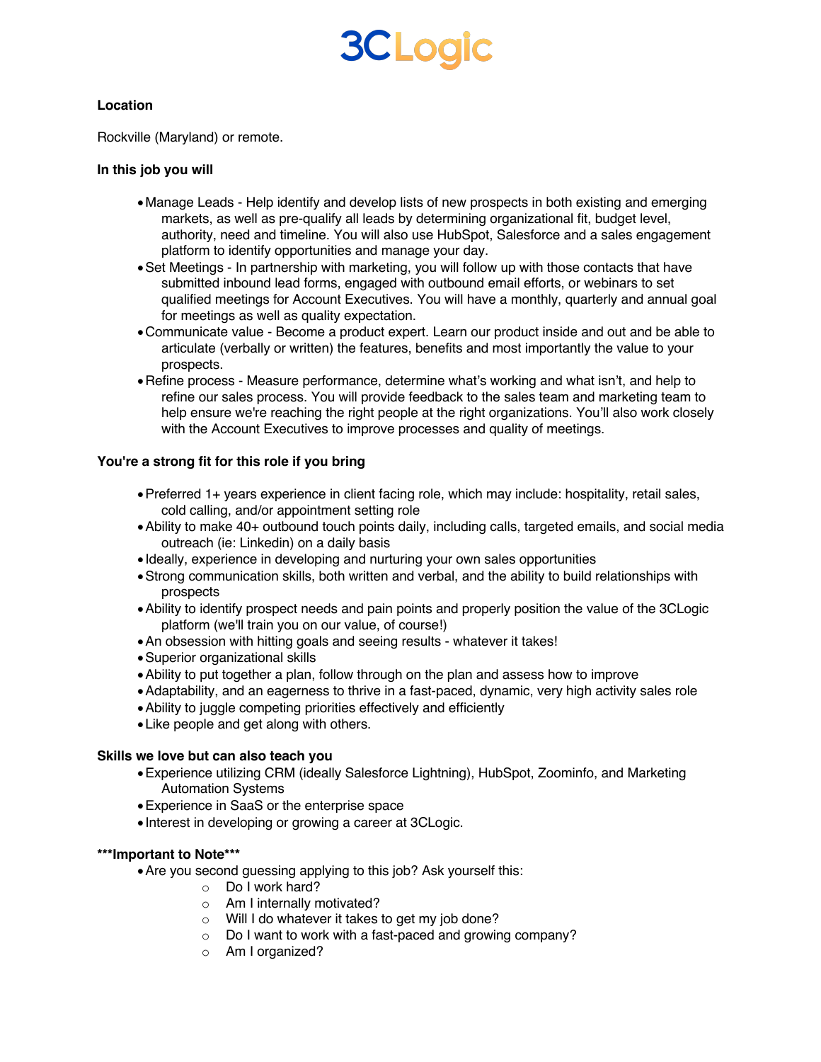**Location**

Rockville (Maryland) or remote.

**In this job you will**

- Manage Leads - Help identify and develop lists of new prospects in both existing and emerging markets, as well as pre-qualify all leads by determining organizational fit, budget level, authority, need and timeline. You will also use HubSpot, Salesforce and a sales engagement platform to identify opportunities and manage your day.
- Set Meetings - In partnership with marketing, you will follow up with those contacts that have submitted inbound lead forms, engaged with outbound email efforts, or webinars to set qualified meetings for Account Executives. You will have a monthly, quarterly and annual goal for meetings as well as quality expectation.
- Communicate value - Become a product expert. Learn our product inside and out and be able to articulate (verbally or written) the features, benefits and most importantly the value to your prospects.
- Refine process - Measure performance, determine what's working and what isn't, and help to refine our sales process. You will provide feedback to the sales team and marketing team to help ensure we're reaching the right people at the right organizations. You'll also work closely with the Account Executives to improve processes and quality of meetings.

**You're a strong fit for this role if you bring**

- Preferred 1+ years experience in client facing role, which may include: hospitality, retail sales, cold calling, and/or appointment setting role
- Ability to make 40+ outbound touch points daily, including calls, targeted emails, and social media outreach (ie: Linkedin) on a daily basis
- Ideally, experience in developing and nurturing your own sales opportunities
- Strong communication skills, both written and verbal, and the ability to build relationships with prospects
- Ability to identify prospect needs and pain points and properly position the value of the 3CLogic platform (we'll train you on our value, of course!)
- An obsession with hitting goals and seeing results - whatever it takes!
- Superior organizational skills
- Ability to put together a plan, follow through on the plan and assess how to improve
- Adaptability, and an eagerness to thrive in a fast-paced, dynamic, very high activity sales role
- Ability to juggle competing priorities effectively and efficiently
- Like people and get along with others.

**Skills we love but can also teach you**

- Experience utilizing CRM (ideally Salesforce Lightning), HubSpot, Zoominfo, and Marketing Automation Systems
- Experience in SaaS or the enterprise space
- Interest in developing or growing a career at 3CLogic.

**\*\*\*Important to Note\*\*\***

- Are you second guessing applying to this job? Ask yourself this:
  - Do I work hard?
  - Am I internally motivated?
  - Will I do whatever it takes to get my job done?
  - Do I want to work with a fast-paced and growing company?
  - Am I organized?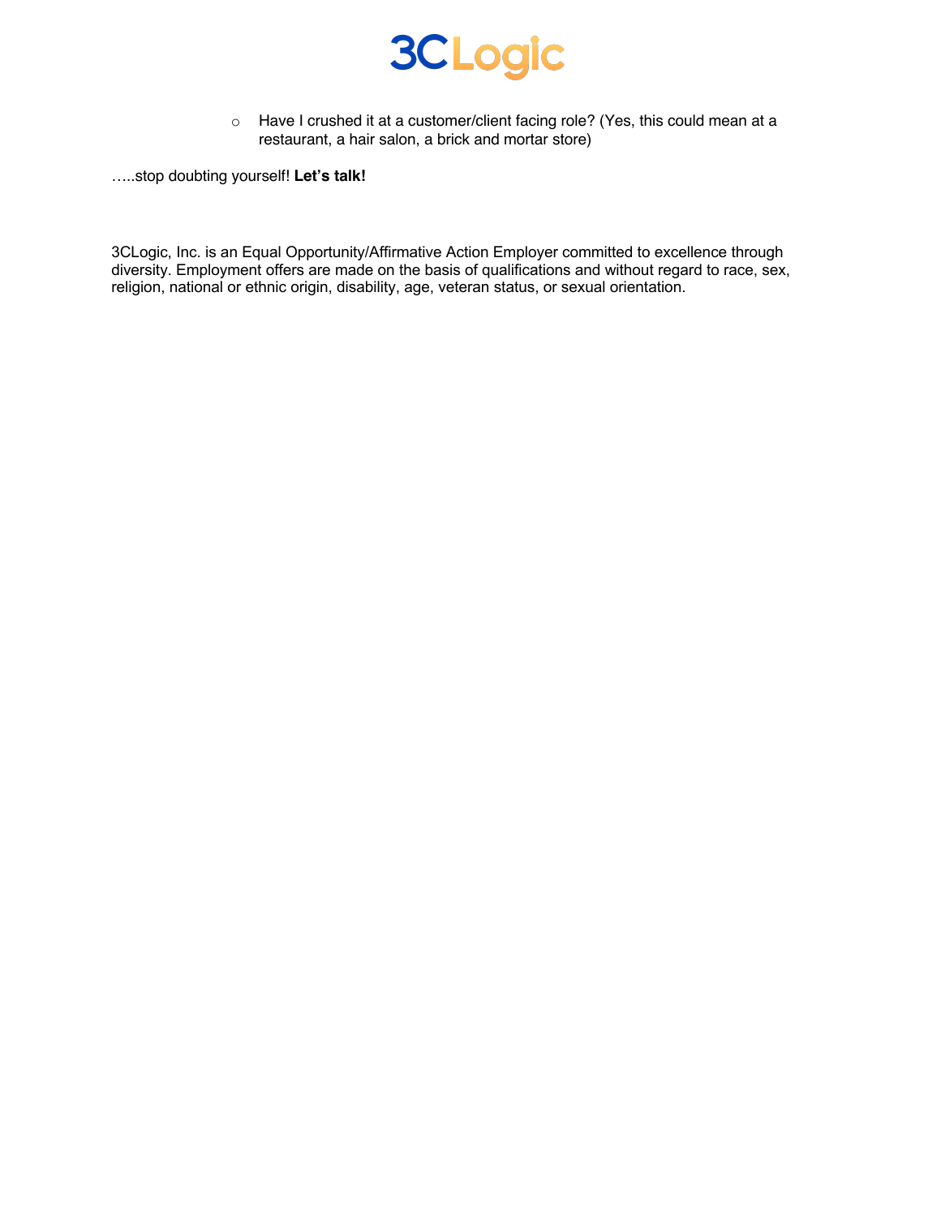- Have I crushed it at a customer/client facing role? (Yes, this could mean at a restaurant, a hair salon, a brick and mortar store)

…..stop doubting yourself! **Let's talk!**

3CLogic, Inc. is an Equal Opportunity/Affirmative Action Employer committed to excellence through diversity. Employment offers are made on the basis of qualifications and without regard to race, sex, religion, national or ethnic origin, disability, age, veteran status, or sexual orientation.